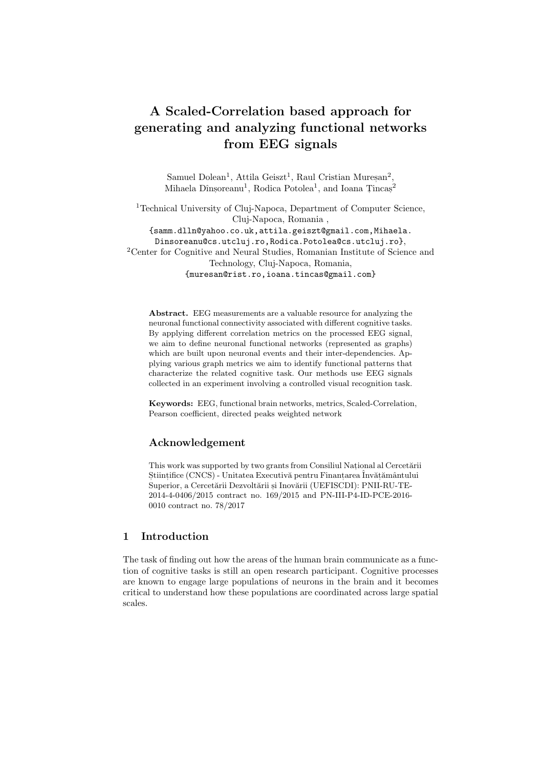# A Scaled-Correlation based approach for generating and analyzing functional networks from EEG signals

Samuel Dolean[1], Attila Geiszt[1], Raul Cristian Mureșan[2], Mihaela Dînșoreanu[1], Rodica Potolea[1], and Ioana Țincaș[2]

[1]Technical University of Cluj-Napoca, Department of Computer Science, Cluj-Napoca, Romania ,
{samm.dlln@yahoo.co.uk,attila.geiszt@gmail.com,Mihaela.Dinsoreanu@cs.utcluj.ro,Rodica.Potolea@cs.utcluj.ro},
[2]Center for Cognitive and Neural Studies, Romanian Institute of Science and Technology, Cluj-Napoca, Romania,
{muresan@rist.ro,ioana.tincas@gmail.com}

**Abstract.** EEG measurements are a valuable resource for analyzing the neuronal functional connectivity associated with different cognitive tasks. By applying different correlation metrics on the processed EEG signal, we aim to define neuronal functional networks (represented as graphs) which are built upon neuronal events and their inter-dependencies. Applying various graph metrics we aim to identify functional patterns that characterize the related cognitive task. Our methods use EEG signals collected in an experiment involving a controlled visual recognition task.

**Keywords:** EEG, functional brain networks, metrics, Scaled-Correlation, Pearson coefficient, directed peaks weighted network

## Acknowledgement

This work was supported by two grants from Consiliul Național al Cercetării Științifice (CNCS) - Unitatea Executivă pentru Finanțarea Învățământului Superior, a Cercetării Dezvoltării și Inovării (UEFISCDI): PNII-RU-TE-2014-4-0406/2015 contract no. 169/2015 and PN-III-P4-ID-PCE-2016-0010 contract no. 78/2017

## 1 Introduction

The task of finding out how the areas of the human brain communicate as a function of cognitive tasks is still an open research participant. Cognitive processes are known to engage large populations of neurons in the brain and it becomes critical to understand how these populations are coordinated across large spatial scales.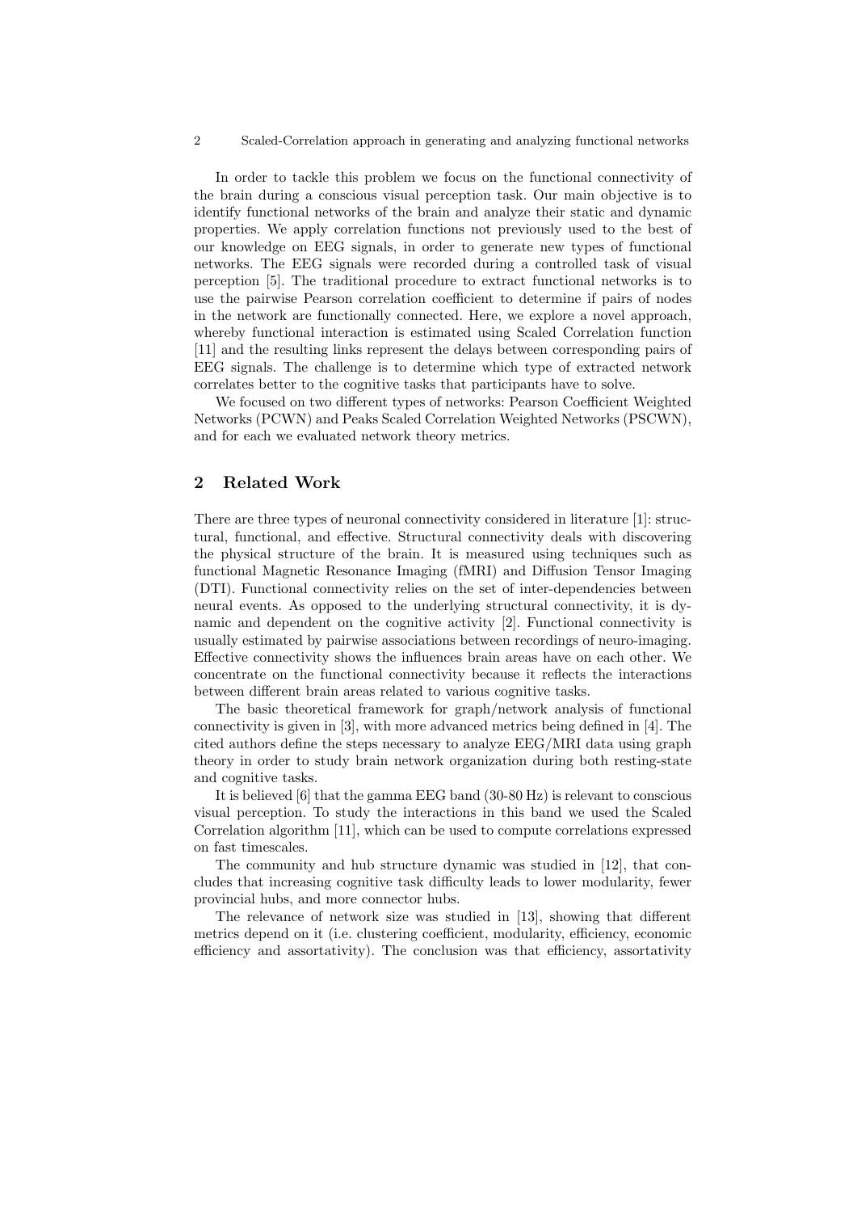In order to tackle this problem we focus on the functional connectivity of the brain during a conscious visual perception task. Our main objective is to identify functional networks of the brain and analyze their static and dynamic properties. We apply correlation functions not previously used to the best of our knowledge on EEG signals, in order to generate new types of functional networks. The EEG signals were recorded during a controlled task of visual perception [5]. The traditional procedure to extract functional networks is to use the pairwise Pearson correlation coefficient to determine if pairs of nodes in the network are functionally connected. Here, we explore a novel approach, whereby functional interaction is estimated using Scaled Correlation function [11] and the resulting links represent the delays between corresponding pairs of EEG signals. The challenge is to determine which type of extracted network correlates better to the cognitive tasks that participants have to solve.

We focused on two different types of networks: Pearson Coefficient Weighted Networks (PCWN) and Peaks Scaled Correlation Weighted Networks (PSCWN), and for each we evaluated network theory metrics.

## 2 Related Work

There are three types of neuronal connectivity considered in literature [1]: structural, functional, and effective. Structural connectivity deals with discovering the physical structure of the brain. It is measured using techniques such as functional Magnetic Resonance Imaging (fMRI) and Diffusion Tensor Imaging (DTI). Functional connectivity relies on the set of inter-dependencies between neural events. As opposed to the underlying structural connectivity, it is dynamic and dependent on the cognitive activity [2]. Functional connectivity is usually estimated by pairwise associations between recordings of neuro-imaging. Effective connectivity shows the influences brain areas have on each other. We concentrate on the functional connectivity because it reflects the interactions between different brain areas related to various cognitive tasks.

The basic theoretical framework for graph/network analysis of functional connectivity is given in [3], with more advanced metrics being defined in [4]. The cited authors define the steps necessary to analyze EEG/MRI data using graph theory in order to study brain network organization during both resting-state and cognitive tasks.

It is believed [6] that the gamma EEG band (30-80 Hz) is relevant to conscious visual perception. To study the interactions in this band we used the Scaled Correlation algorithm [11], which can be used to compute correlations expressed on fast timescales.

The community and hub structure dynamic was studied in [12], that concludes that increasing cognitive task difficulty leads to lower modularity, fewer provincial hubs, and more connector hubs.

The relevance of network size was studied in [13], showing that different metrics depend on it (i.e. clustering coefficient, modularity, efficiency, economic efficiency and assortativity). The conclusion was that efficiency, assortativity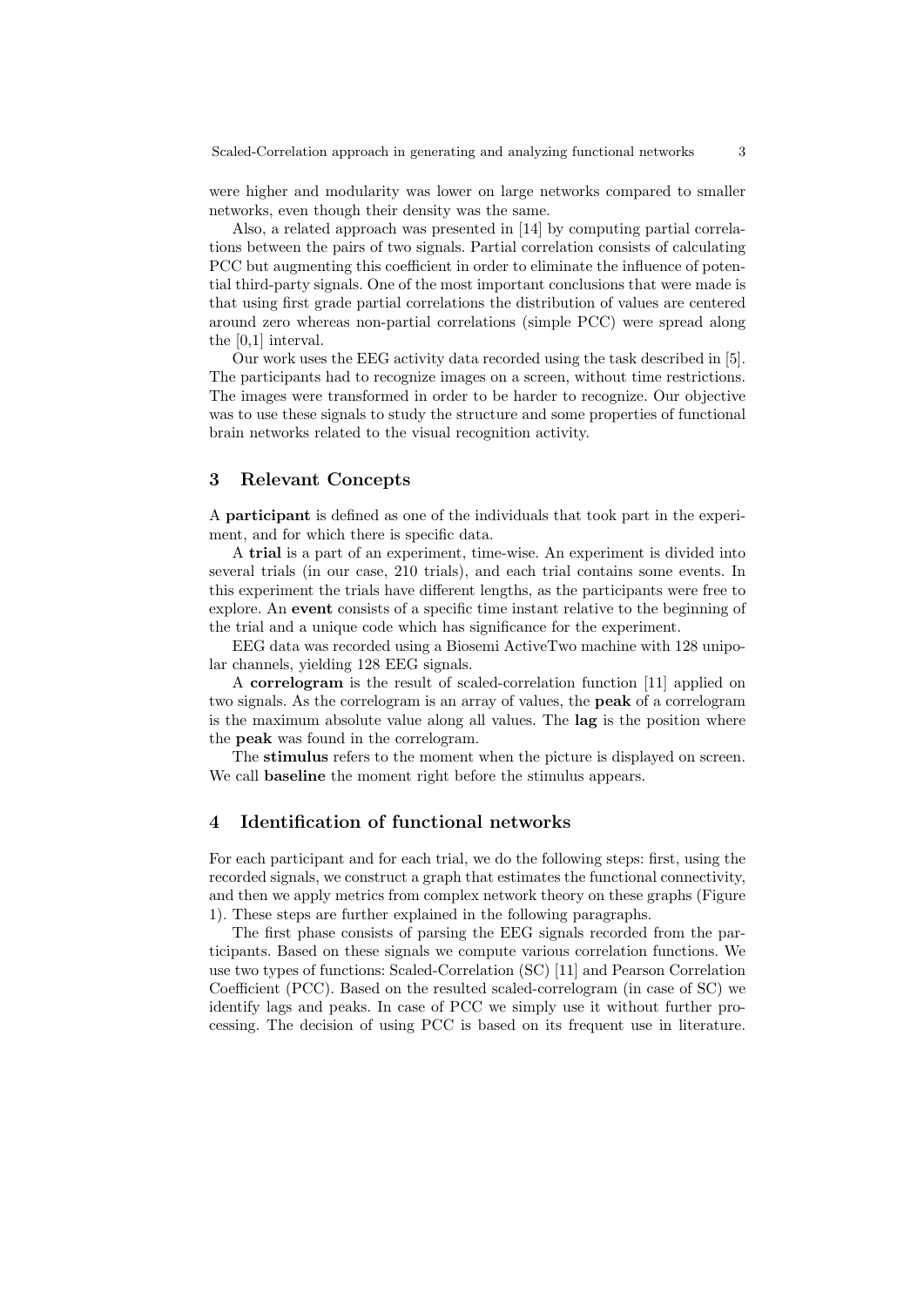were higher and modularity was lower on large networks compared to smaller networks, even though their density was the same.

Also, a related approach was presented in [14] by computing partial correlations between the pairs of two signals. Partial correlation consists of calculating PCC but augmenting this coefficient in order to eliminate the influence of potential third-party signals. One of the most important conclusions that were made is that using first grade partial correlations the distribution of values are centered around zero whereas non-partial correlations (simple PCC) were spread along the [0,1] interval.

Our work uses the EEG activity data recorded using the task described in [5]. The participants had to recognize images on a screen, without time restrictions. The images were transformed in order to be harder to recognize. Our objective was to use these signals to study the structure and some properties of functional brain networks related to the visual recognition activity.

## 3 Relevant Concepts

A **participant** is defined as one of the individuals that took part in the experiment, and for which there is specific data.

A **trial** is a part of an experiment, time-wise. An experiment is divided into several trials (in our case, 210 trials), and each trial contains some events. In this experiment the trials have different lengths, as the participants were free to explore. An **event** consists of a specific time instant relative to the beginning of the trial and a unique code which has significance for the experiment.

EEG data was recorded using a Biosemi ActiveTwo machine with 128 unipolar channels, yielding 128 EEG signals.

A **correlogram** is the result of scaled-correlation function [11] applied on two signals. As the correlogram is an array of values, the **peak** of a correlogram is the maximum absolute value along all values. The **lag** is the position where the **peak** was found in the correlogram.

The **stimulus** refers to the moment when the picture is displayed on screen. We call **baseline** the moment right before the stimulus appears.

## 4 Identification of functional networks

For each participant and for each trial, we do the following steps: first, using the recorded signals, we construct a graph that estimates the functional connectivity, and then we apply metrics from complex network theory on these graphs (Figure 1). These steps are further explained in the following paragraphs.

The first phase consists of parsing the EEG signals recorded from the participants. Based on these signals we compute various correlation functions. We use two types of functions: Scaled-Correlation (SC) [11] and Pearson Correlation Coefficient (PCC). Based on the resulted scaled-correlogram (in case of SC) we identify lags and peaks. In case of PCC we simply use it without further processing. The decision of using PCC is based on its frequent use in literature.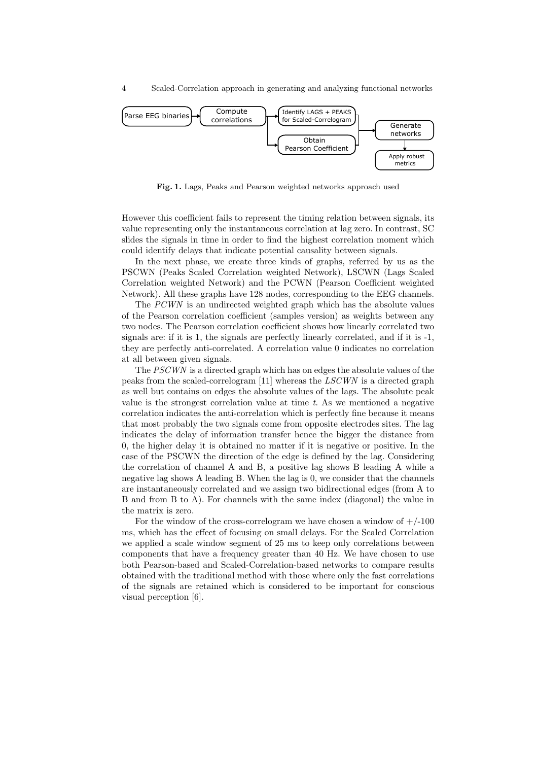Fig. 1. Lags, Peaks and Pearson weighted networks approach used

However this coefficient fails to represent the timing relation between signals, its value representing only the instantaneous correlation at lag zero. In contrast, SC slides the signals in time in order to find the highest correlation moment which could identify delays that indicate potential causality between signals.

In the next phase, we create three kinds of graphs, referred by us as the PSCWN (Peaks Scaled Correlation weighted Network), LSCWN (Lags Scaled Correlation weighted Network) and the PCWN (Pearson Coefficient weighted Network). All these graphs have 128 nodes, corresponding to the EEG channels.

The *PCWN* is an undirected weighted graph which has the absolute values of the Pearson correlation coefficient (samples version) as weights between any two nodes. The Pearson correlation coefficient shows how linearly correlated two signals are: if it is 1, the signals are perfectly linearly correlated, and if it is -1, they are perfectly anti-correlated. A correlation value 0 indicates no correlation at all between given signals.

The *PSCWN* is a directed graph which has on edges the absolute values of the peaks from the scaled-correlogram [11] whereas the *LSCWN* is a directed graph as well but contains on edges the absolute values of the lags. The absolute peak value is the strongest correlation value at time $t$. As we mentioned a negative correlation indicates the anti-correlation which is perfectly fine because it means that most probably the two signals come from opposite electrodes sites. The lag indicates the delay of information transfer hence the bigger the distance from 0, the higher delay it is obtained no matter if it is negative or positive. In the case of the PSCWN the direction of the edge is defined by the lag. Considering the correlation of channel A and B, a positive lag shows B leading A while a negative lag shows A leading B. When the lag is 0, we consider that the channels are instantaneously correlated and we assign two bidirectional edges (from A to B and from B to A). For channels with the same index (diagonal) the value in the matrix is zero.

For the window of the cross-correlogram we have chosen a window of +/-100 ms, which has the effect of focusing on small delays. For the Scaled Correlation we applied a scale window segment of 25 ms to keep only correlations between components that have a frequency greater than 40 Hz. We have chosen to use both Pearson-based and Scaled-Correlation-based networks to compare results obtained with the traditional method with those where only the fast correlations of the signals are retained which is considered to be important for conscious visual perception [6].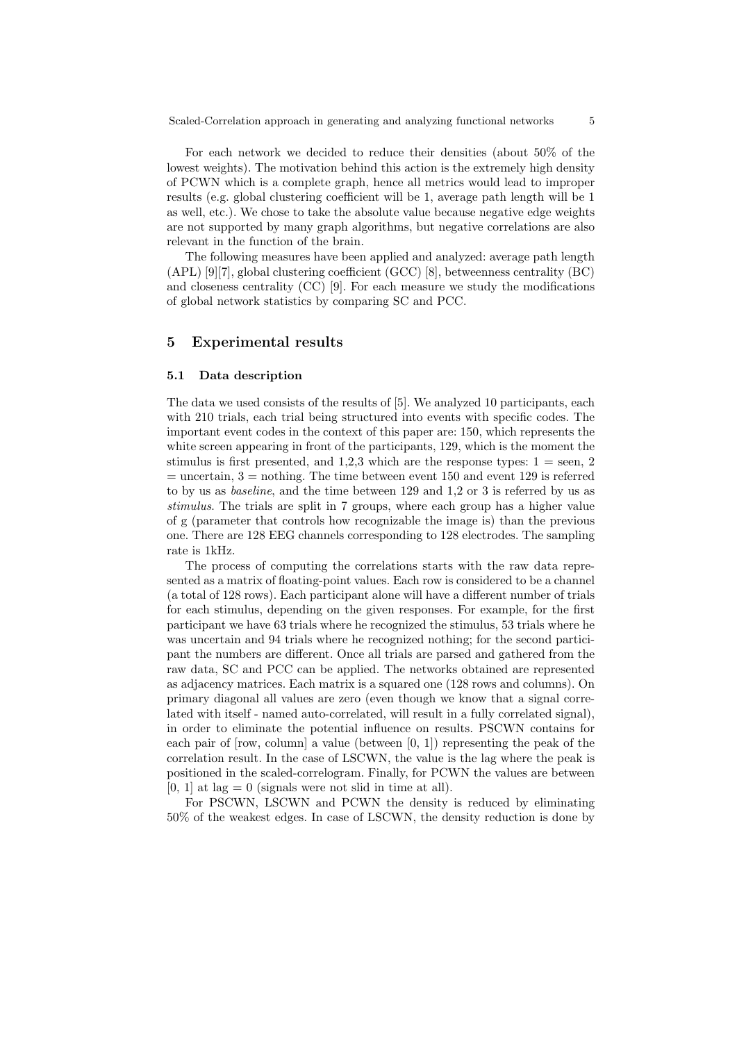For each network we decided to reduce their densities (about 50% of the lowest weights). The motivation behind this action is the extremely high density of PCWN which is a complete graph, hence all metrics would lead to improper results (e.g. global clustering coefficient will be 1, average path length will be 1 as well, etc.). We chose to take the absolute value because negative edge weights are not supported by many graph algorithms, but negative correlations are also relevant in the function of the brain.

The following measures have been applied and analyzed: average path length (APL) [9][7], global clustering coefficient (GCC) [8], betweenness centrality (BC) and closeness centrality (CC) [9]. For each measure we study the modifications of global network statistics by comparing SC and PCC.

## 5 Experimental results

### 5.1 Data description

The data we used consists of the results of [5]. We analyzed 10 participants, each with 210 trials, each trial being structured into events with specific codes. The important event codes in the context of this paper are: 150, which represents the white screen appearing in front of the participants, 129, which is the moment the stimulus is first presented, and 1,2,3 which are the response types: 1 = seen, 2 = uncertain, 3 = nothing. The time between event 150 and event 129 is referred to by us as *baseline*, and the time between 129 and 1,2 or 3 is referred by us as *stimulus*. The trials are split in 7 groups, where each group has a higher value of g (parameter that controls how recognizable the image is) than the previous one. There are 128 EEG channels corresponding to 128 electrodes. The sampling rate is 1kHz.

The process of computing the correlations starts with the raw data represented as a matrix of floating-point values. Each row is considered to be a channel (a total of 128 rows). Each participant alone will have a different number of trials for each stimulus, depending on the given responses. For example, for the first participant we have 63 trials where he recognized the stimulus, 53 trials where he was uncertain and 94 trials where he recognized nothing; for the second participant the numbers are different. Once all trials are parsed and gathered from the raw data, SC and PCC can be applied. The networks obtained are represented as adjacency matrices. Each matrix is a squared one (128 rows and columns). On primary diagonal all values are zero (even though we know that a signal correlated with itself - named auto-correlated, will result in a fully correlated signal), in order to eliminate the potential influence on results. PSCWN contains for each pair of [row, column] a value (between [0, 1]) representing the peak of the correlation result. In the case of LSCWN, the value is the lag where the peak is positioned in the scaled-correlogram. Finally, for PCWN the values are between [0, 1] at lag = 0 (signals were not slid in time at all).

For PSCWN, LSCWN and PCWN the density is reduced by eliminating 50% of the weakest edges. In case of LSCWN, the density reduction is done by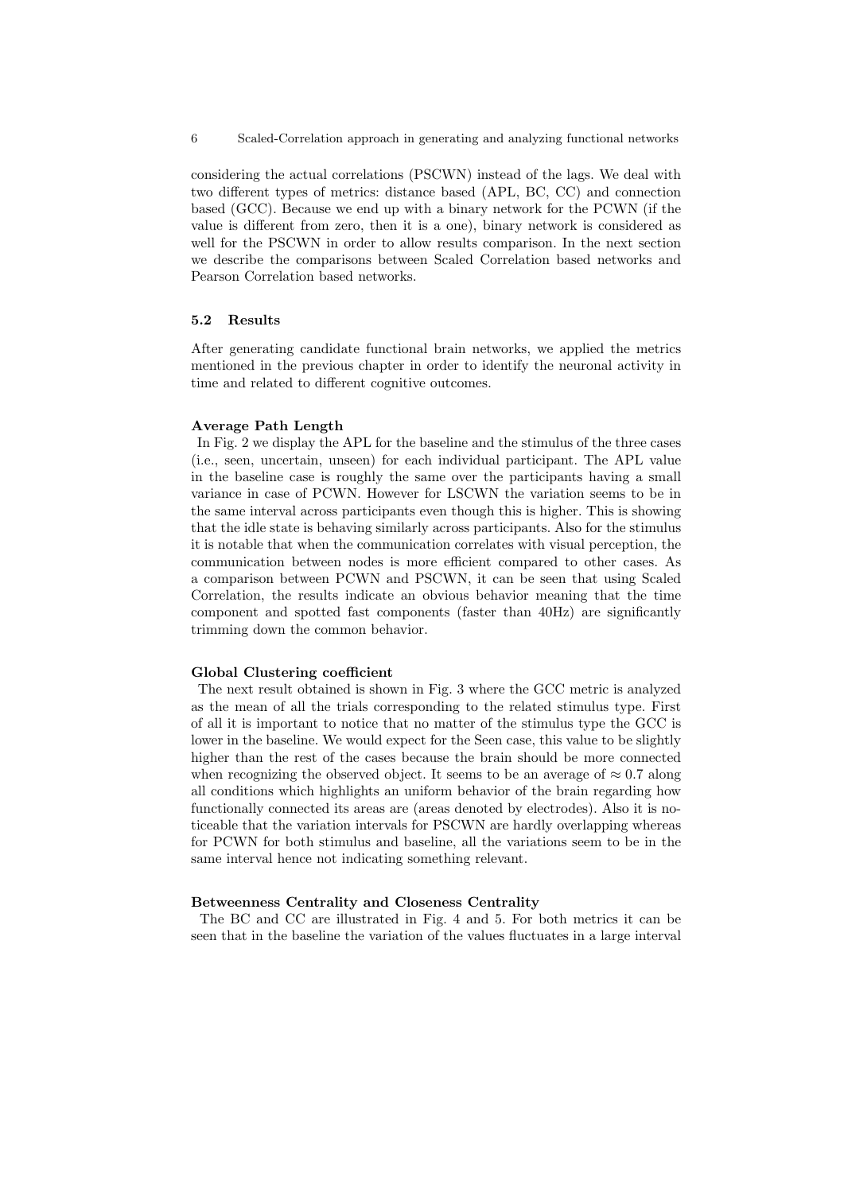considering the actual correlations (PSCWN) instead of the lags. We deal with two different types of metrics: distance based (APL, BC, CC) and connection based (GCC). Because we end up with a binary network for the PCWN (if the value is different from zero, then it is a one), binary network is considered as well for the PSCWN in order to allow results comparison. In the next section we describe the comparisons between Scaled Correlation based networks and Pearson Correlation based networks.

### 5.2 Results

After generating candidate functional brain networks, we applied the metrics mentioned in the previous chapter in order to identify the neuronal activity in time and related to different cognitive outcomes.

#### Average Path Length

In Fig. 2 we display the APL for the baseline and the stimulus of the three cases (i.e., seen, uncertain, unseen) for each individual participant. The APL value in the baseline case is roughly the same over the participants having a small variance in case of PCWN. However for LSCWN the variation seems to be in the same interval across participants even though this is higher. This is showing that the idle state is behaving similarly across participants. Also for the stimulus it is notable that when the communication correlates with visual perception, the communication between nodes is more efficient compared to other cases. As a comparison between PCWN and PSCWN, it can be seen that using Scaled Correlation, the results indicate an obvious behavior meaning that the time component and spotted fast components (faster than 40Hz) are significantly trimming down the common behavior.

#### Global Clustering coefficient

The next result obtained is shown in Fig. 3 where the GCC metric is analyzed as the mean of all the trials corresponding to the related stimulus type. First of all it is important to notice that no matter of the stimulus type the GCC is lower in the baseline. We would expect for the Seen case, this value to be slightly higher than the rest of the cases because the brain should be more connected when recognizing the observed object. It seems to be an average of $\approx 0.7$ along all conditions which highlights an uniform behavior of the brain regarding how functionally connected its areas are (areas denoted by electrodes). Also it is noticeable that the variation intervals for PSCWN are hardly overlapping whereas for PCWN for both stimulus and baseline, all the variations seem to be in the same interval hence not indicating something relevant.

#### Betweenness Centrality and Closeness Centrality

The BC and CC are illustrated in Fig. 4 and 5. For both metrics it can be seen that in the baseline the variation of the values fluctuates in a large interval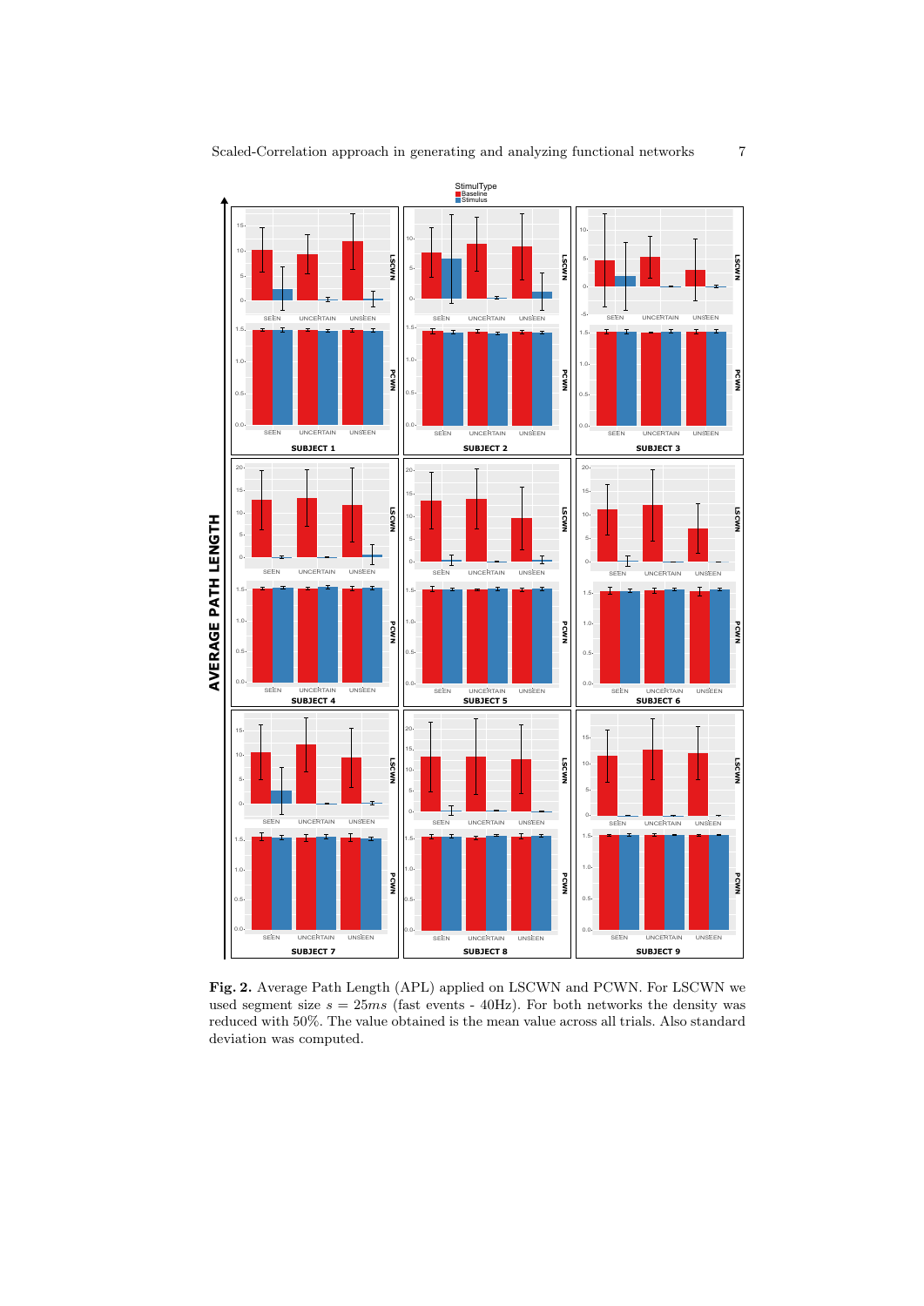**Fig. 2.** Average Path Length (APL) applied on LSCWN and PCWN. For LSCWN we used segment size $s = 25ms$ (fast events - 40Hz). For both networks the density was reduced with 50%. The value obtained is the mean value across all trials. Also standard deviation was computed.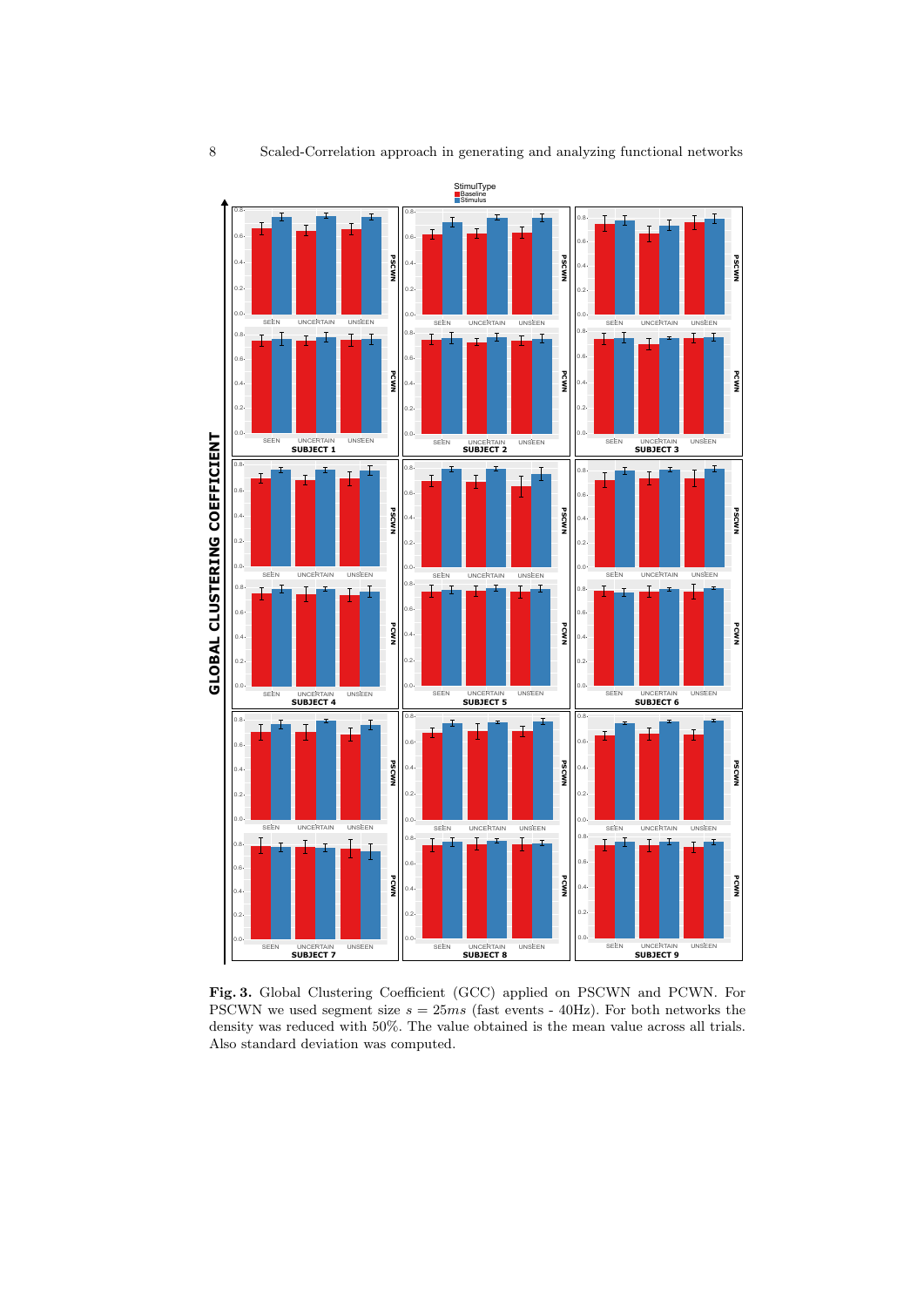**Fig. 3.** Global Clustering Coefficient (GCC) applied on PSCWN and PCWN. For PSCWN we used segment size $s = 25ms$ (fast events - 40Hz). For both networks the density was reduced with 50%. The value obtained is the mean value across all trials. Also standard deviation was computed.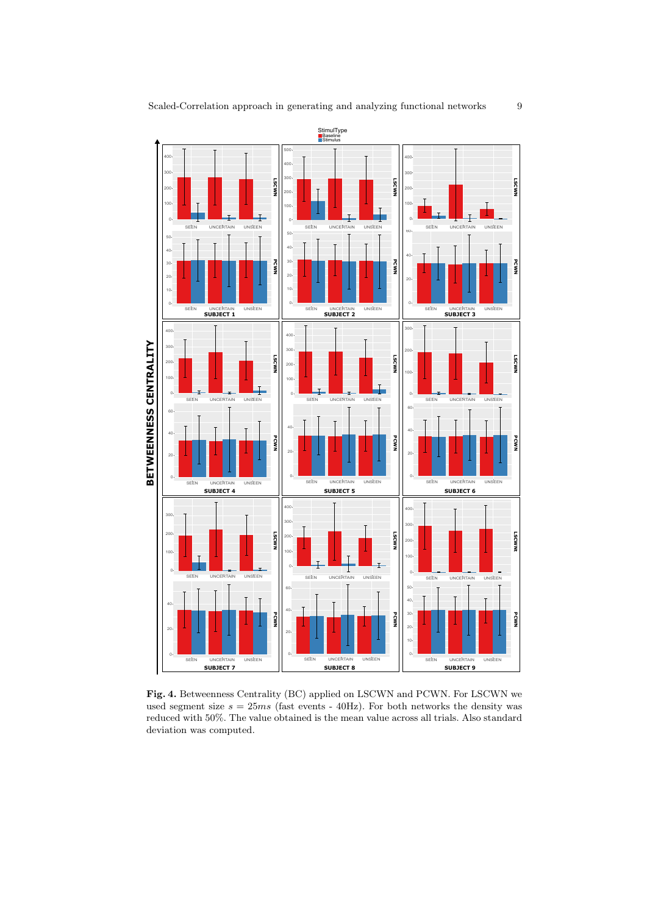**Fig. 4.** Betweenness Centrality (BC) applied on LSCWN and PCWN. For LSCWN we used segment size $s = 25ms$ (fast events - 40Hz). For both networks the density was reduced with 50%. The value obtained is the mean value across all trials. Also standard deviation was computed.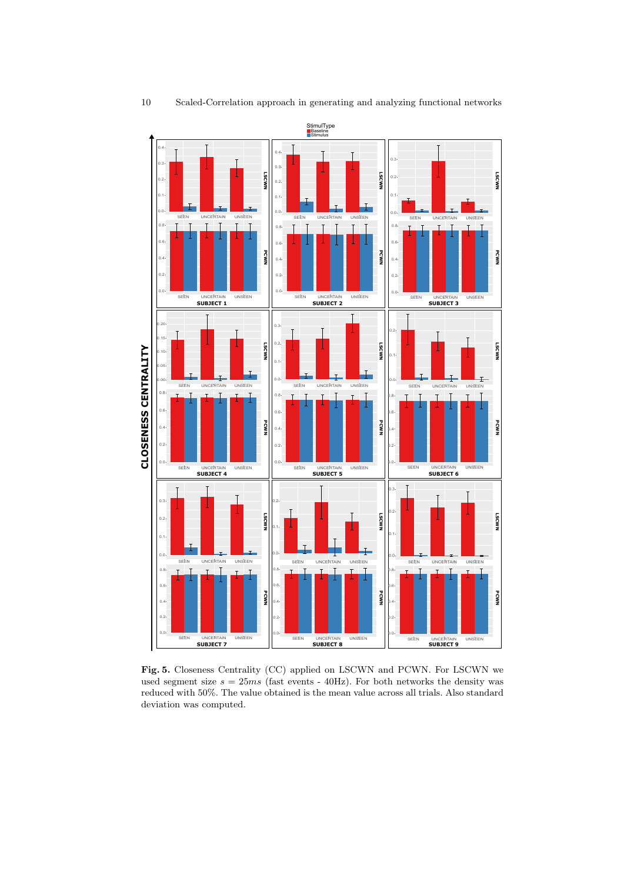**Fig. 5.** Closeness Centrality (CC) applied on LSCWN and PCWN. For LSCWN we used segment size $s = 25ms$ (fast events - 40Hz). For both networks the density was reduced with 50%. The value obtained is the mean value across all trials. Also standard deviation was computed.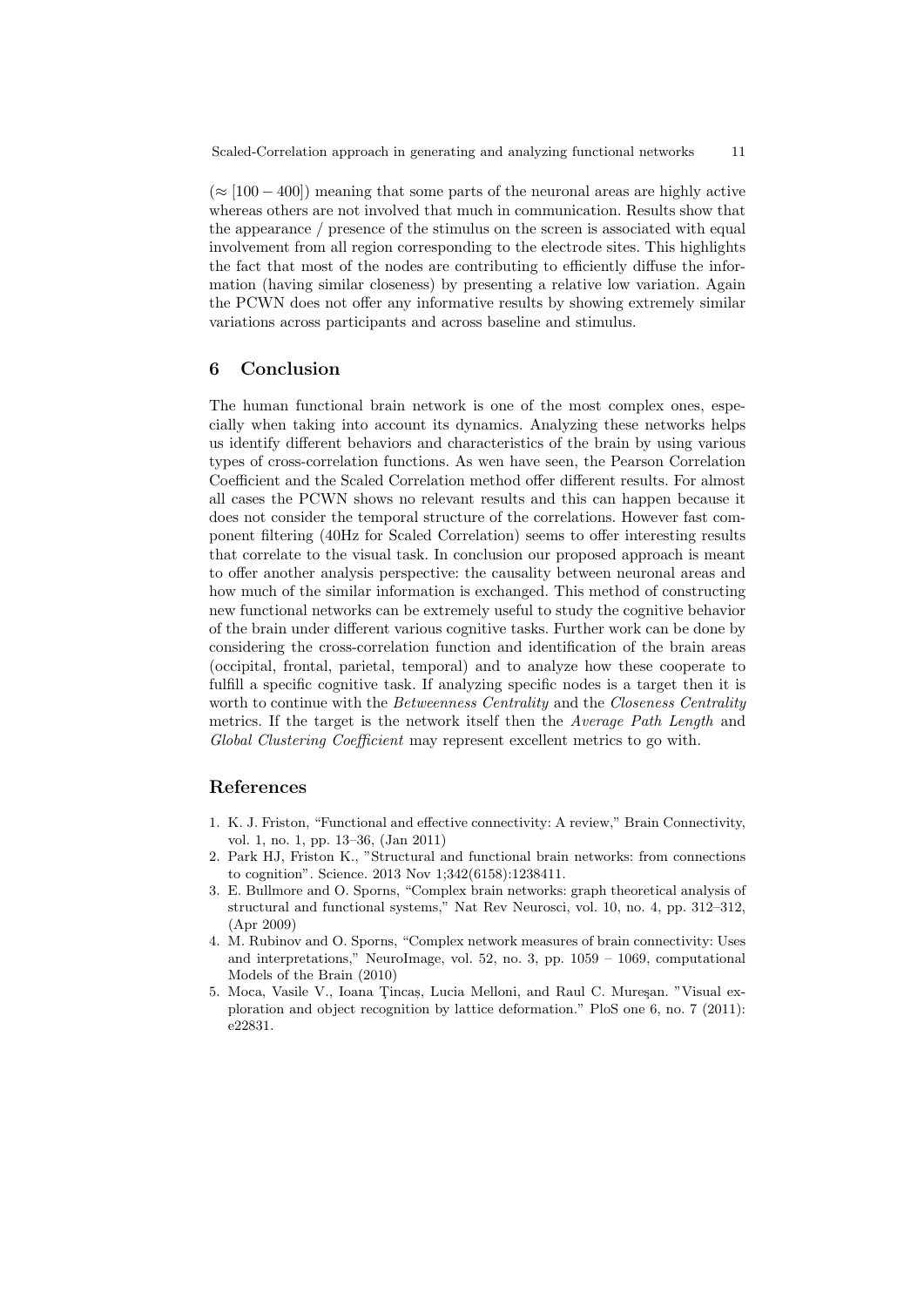($\approx [100 - 400]$) meaning that some parts of the neuronal areas are highly active whereas others are not involved that much in communication. Results show that the appearance / presence of the stimulus on the screen is associated with equal involvement from all region corresponding to the electrode sites. This highlights the fact that most of the nodes are contributing to efficiently diffuse the information (having similar closeness) by presenting a relative low variation. Again the PCWN does not offer any informative results by showing extremely similar variations across participants and across baseline and stimulus.

## 6 Conclusion

The human functional brain network is one of the most complex ones, especially when taking into account its dynamics. Analyzing these networks helps us identify different behaviors and characteristics of the brain by using various types of cross-correlation functions. As wen have seen, the Pearson Correlation Coefficient and the Scaled Correlation method offer different results. For almost all cases the PCWN shows no relevant results and this can happen because it does not consider the temporal structure of the correlations. However fast component filtering (40Hz for Scaled Correlation) seems to offer interesting results that correlate to the visual task. In conclusion our proposed approach is meant to offer another analysis perspective: the causality between neuronal areas and how much of the similar information is exchanged. This method of constructing new functional networks can be extremely useful to study the cognitive behavior of the brain under different various cognitive tasks. Further work can be done by considering the cross-correlation function and identification of the brain areas (occipital, frontal, parietal, temporal) and to analyze how these cooperate to fulfill a specific cognitive task. If analyzing specific nodes is a target then it is worth to continue with the *Betweenness Centrality* and the *Closeness Centrality* metrics. If the target is the network itself then the *Average Path Length* and *Global Clustering Coefficient* may represent excellent metrics to go with.

## References

1. K. J. Friston, "Functional and effective connectivity: A review," Brain Connectivity, vol. 1, no. 1, pp. 13–36, (Jan 2011)
2. Park HJ, Friston K., "Structural and functional brain networks: from connections to cognition". Science. 2013 Nov 1;342(6158):1238411.
3. E. Bullmore and O. Sporns, "Complex brain networks: graph theoretical analysis of structural and functional systems," Nat Rev Neurosci, vol. 10, no. 4, pp. 312–312, (Apr 2009)
4. M. Rubinov and O. Sporns, "Complex network measures of brain connectivity: Uses and interpretations," NeuroImage, vol. 52, no. 3, pp. 1059 – 1069, computational Models of the Brain (2010)
5. Moca, Vasile V., Ioana Ţincaş, Lucia Melloni, and Raul C. Mureşan. "Visual exploration and object recognition by lattice deformation." PloS one 6, no. 7 (2011): e22831.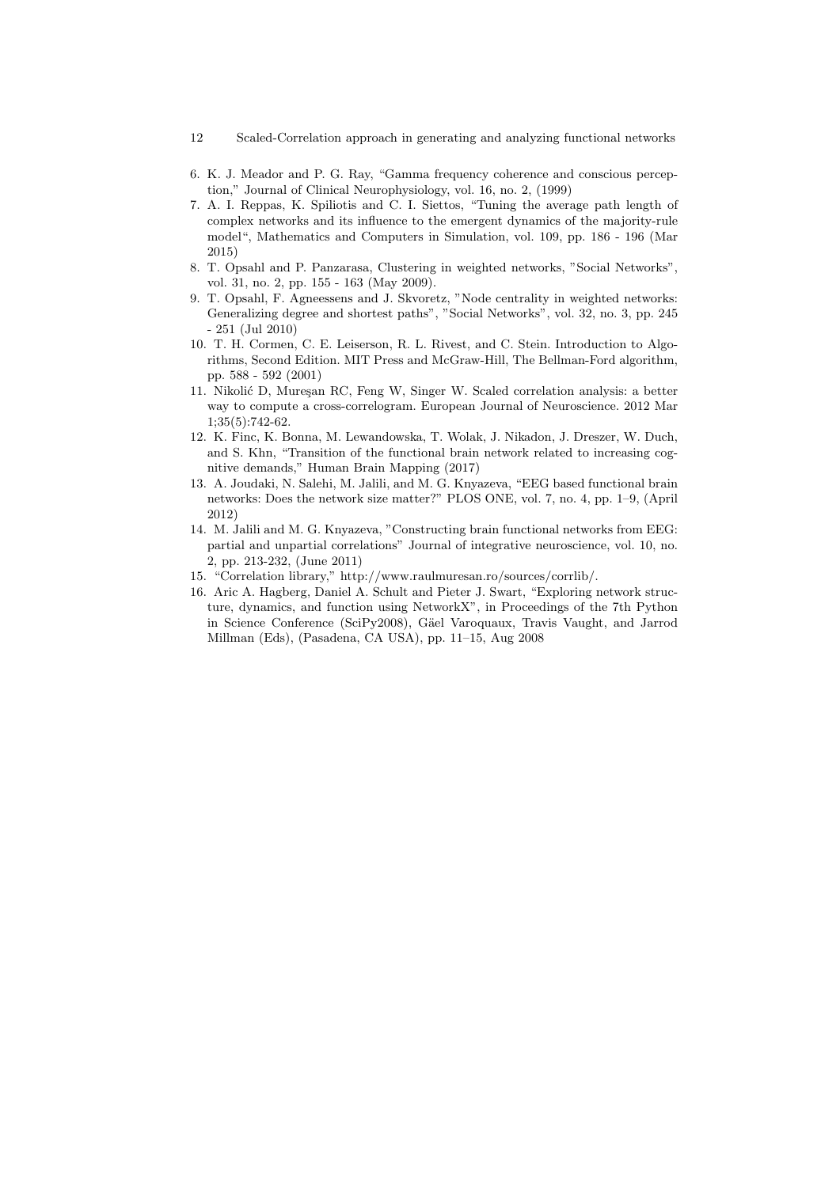6. K. J. Meador and P. G. Ray, "Gamma frequency coherence and conscious perception," Journal of Clinical Neurophysiology, vol. 16, no. 2, (1999)
7. A. I. Reppas, K. Spiliotis and C. I. Siettos, "Tuning the average path length of complex networks and its influence to the emergent dynamics of the majority-rule model", Mathematics and Computers in Simulation, vol. 109, pp. 186 - 196 (Mar 2015)
8. T. Opsahl and P. Panzarasa, Clustering in weighted networks, "Social Networks", vol. 31, no. 2, pp. 155 - 163 (May 2009).
9. T. Opsahl, F. Agneessens and J. Skvoretz, "Node centrality in weighted networks: Generalizing degree and shortest paths", "Social Networks", vol. 32, no. 3, pp. 245 - 251 (Jul 2010)
10. T. H. Cormen, C. E. Leiserson, R. L. Rivest, and C. Stein. Introduction to Algorithms, Second Edition. MIT Press and McGraw-Hill, The Bellman-Ford algorithm, pp. 588 - 592 (2001)
11. Nikolić D, Mureşan RC, Feng W, Singer W. Scaled correlation analysis: a better way to compute a cross-correlogram. European Journal of Neuroscience. 2012 Mar 1;35(5):742-62.
12. K. Finc, K. Bonna, M. Lewandowska, T. Wolak, J. Nikadon, J. Dreszer, W. Duch, and S. Khn, "Transition of the functional brain network related to increasing cognitive demands," Human Brain Mapping (2017)
13. A. Joudaki, N. Salehi, M. Jalili, and M. G. Knyazeva, "EEG based functional brain networks: Does the network size matter?" PLOS ONE, vol. 7, no. 4, pp. 1–9, (April 2012)
14. M. Jalili and M. G. Knyazeva, "Constructing brain functional networks from EEG: partial and unpartial correlations" Journal of integrative neuroscience, vol. 10, no. 2, pp. 213-232, (June 2011)
15. "Correlation library," http://www.raulmuresan.ro/sources/corrlib/.
16. Aric A. Hagberg, Daniel A. Schult and Pieter J. Swart, "Exploring network structure, dynamics, and function using NetworkX", in Proceedings of the 7th Python in Science Conference (SciPy2008), Gäel Varoquaux, Travis Vaught, and Jarrod Millman (Eds), (Pasadena, CA USA), pp. 11–15, Aug 2008